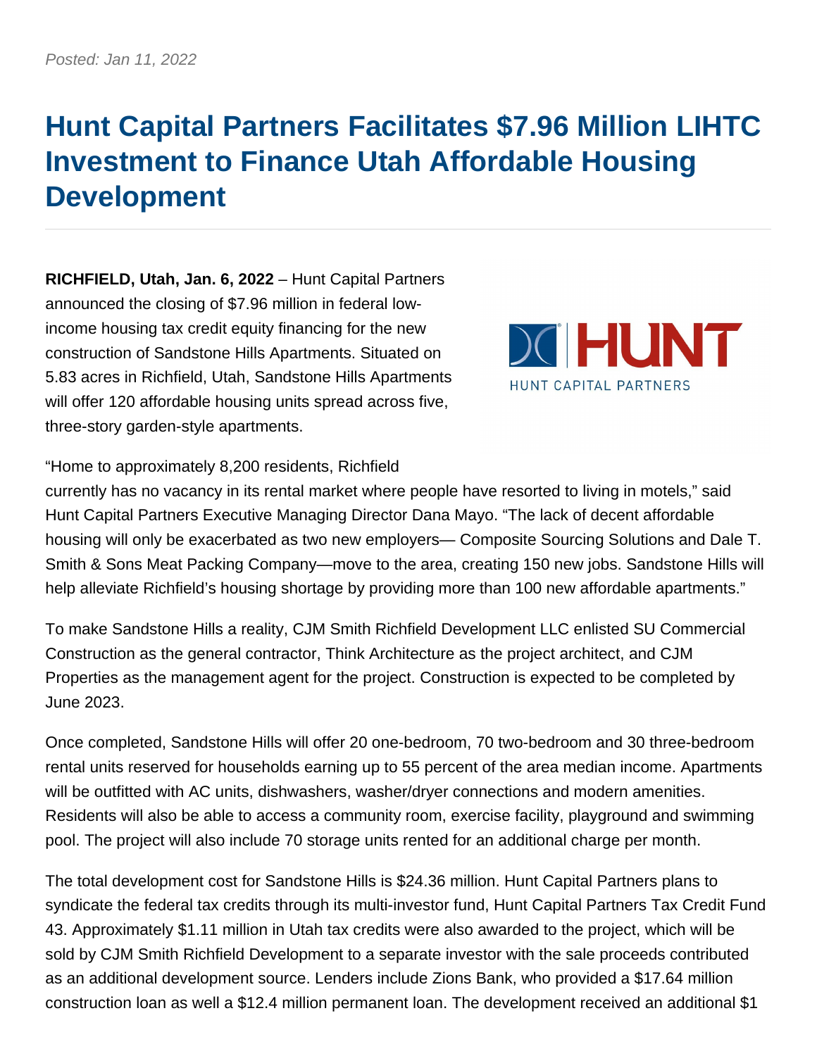*Posted: Jan 11, 2022*

# Hunt Capital Partners Facilitates $7.96 Million LIHTC Investment to Finance Utah Affordable Housing Development

**RICHFIELD, Utah, Jan. 6, 2022** – Hunt Capital Partners announced the closing of $7.96 million in federal low-income housing tax credit equity financing for the new construction of Sandstone Hills Apartments. Situated on 5.83 acres in Richfield, Utah, Sandstone Hills Apartments will offer 120 affordable housing units spread across five, three-story garden-style apartments.

"Home to approximately 8,200 residents, Richfield currently has no vacancy in its rental market where people have resorted to living in motels," said Hunt Capital Partners Executive Managing Director Dana Mayo. "The lack of decent affordable housing will only be exacerbated as two new employers— Composite Sourcing Solutions and Dale T. Smith & Sons Meat Packing Company—move to the area, creating 150 new jobs. Sandstone Hills will help alleviate Richfield's housing shortage by providing more than 100 new affordable apartments."

To make Sandstone Hills a reality, CJM Smith Richfield Development LLC enlisted SU Commercial Construction as the general contractor, Think Architecture as the project architect, and CJM Properties as the management agent for the project. Construction is expected to be completed by June 2023.

Once completed, Sandstone Hills will offer 20 one-bedroom, 70 two-bedroom and 30 three-bedroom rental units reserved for households earning up to 55 percent of the area median income. Apartments will be outfitted with AC units, dishwashers, washer/dryer connections and modern amenities. Residents will also be able to access a community room, exercise facility, playground and swimming pool. The project will also include 70 storage units rented for an additional charge per month.

The total development cost for Sandstone Hills is $24.36 million. Hunt Capital Partners plans to syndicate the federal tax credits through its multi-investor fund, Hunt Capital Partners Tax Credit Fund 43. Approximately $1.11 million in Utah tax credits were also awarded to the project, which will be sold by CJM Smith Richfield Development to a separate investor with the sale proceeds contributed as an additional development source. Lenders include Zions Bank, who provided a $17.64 million construction loan as well a $12.4 million permanent loan. The development received an additional $1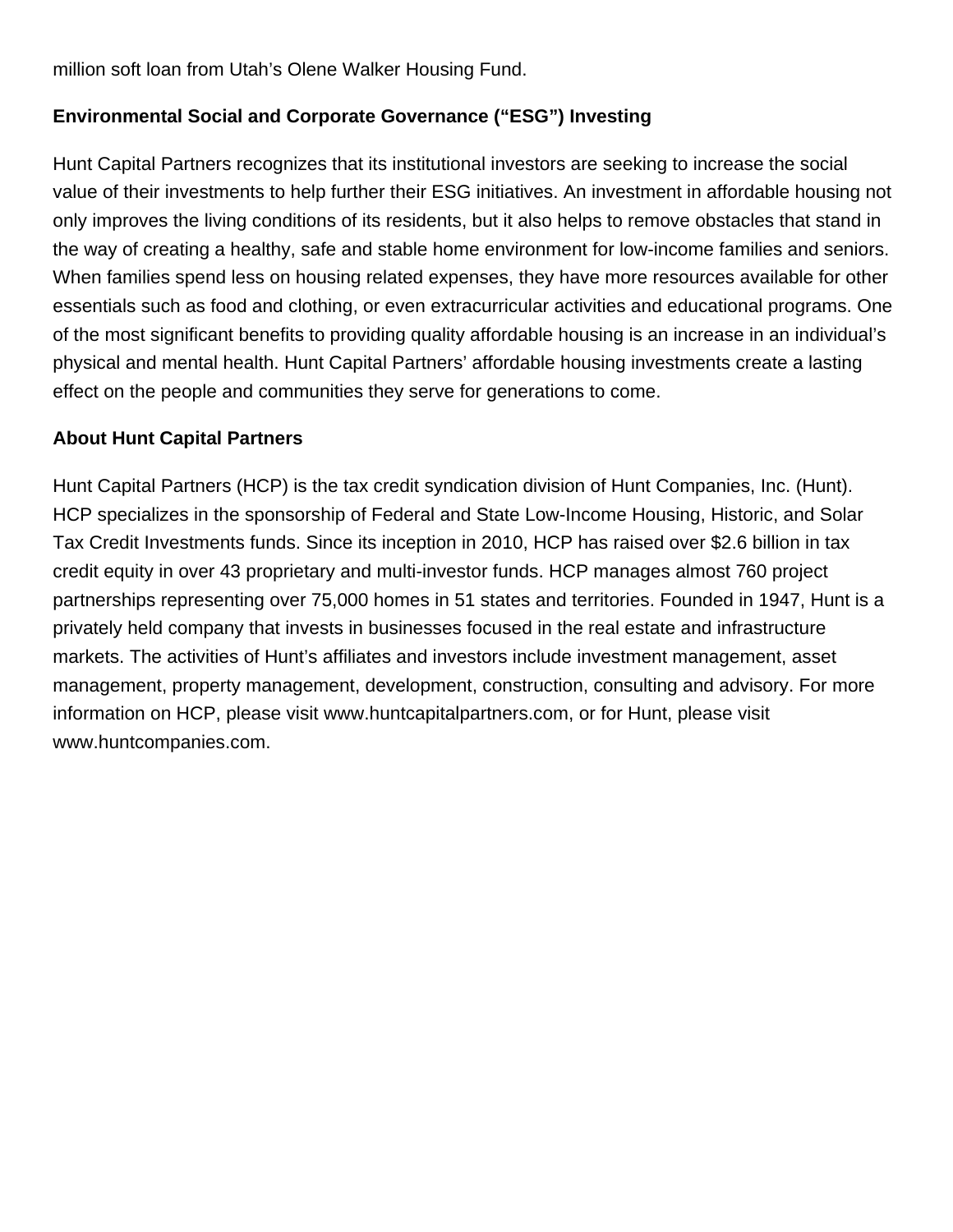million soft loan from Utah’s Olene Walker Housing Fund.

**Environmental Social and Corporate Governance (“ESG”) Investing**

Hunt Capital Partners recognizes that its institutional investors are seeking to increase the social value of their investments to help further their ESG initiatives. An investment in affordable housing not only improves the living conditions of its residents, but it also helps to remove obstacles that stand in the way of creating a healthy, safe and stable home environment for low-income families and seniors. When families spend less on housing related expenses, they have more resources available for other essentials such as food and clothing, or even extracurricular activities and educational programs. One of the most significant benefits to providing quality affordable housing is an increase in an individual’s physical and mental health. Hunt Capital Partners’ affordable housing investments create a lasting effect on the people and communities they serve for generations to come.

**About Hunt Capital Partners**

Hunt Capital Partners (HCP) is the tax credit syndication division of Hunt Companies, Inc. (Hunt). HCP specializes in the sponsorship of Federal and State Low-Income Housing, Historic, and Solar Tax Credit Investments funds. Since its inception in 2010, HCP has raised over $2.6 billion in tax credit equity in over 43 proprietary and multi-investor funds. HCP manages almost 760 project partnerships representing over 75,000 homes in 51 states and territories. Founded in 1947, Hunt is a privately held company that invests in businesses focused in the real estate and infrastructure markets. The activities of Hunt’s affiliates and investors include investment management, asset management, property management, development, construction, consulting and advisory. For more information on HCP, please visit www.huntcapitalpartners.com, or for Hunt, please visit www.huntcompanies.com.